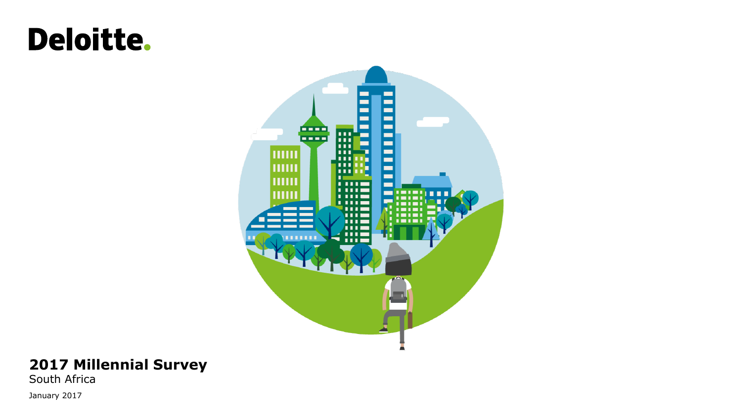Deloitte.

# 2017 Millennial Survey

South Africa

January 2017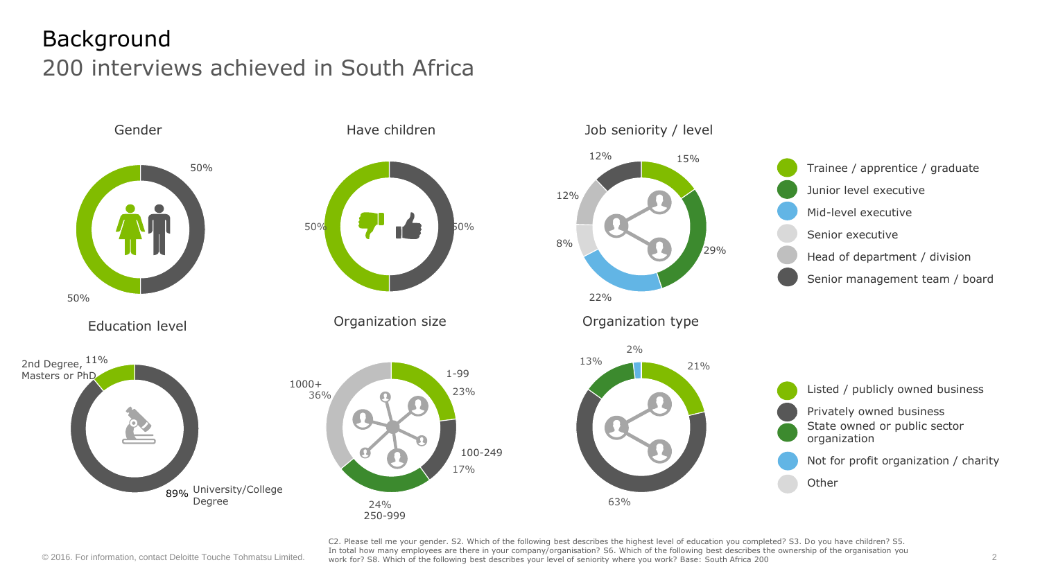# Background

## 200 interviews achieved in South Africa

### Gender

- 50%
- 50%

### Have children

- 50%
- 50%

### Job seniority / level

| Level | % |
| --- | --- |
| Trainee / apprentice / graduate | 15% |
| Junior level executive | 29% |
| Mid-level executive | 22% |
| Senior executive | 8% |
| Head of department / division | 12% |
| Senior management team / board | 12% |

### Education level

- 2nd Degree, Masters or PhD: 11%
- University/College Degree: 89%

### Organization size

| Size | % |
| --- | --- |
| 1-99 | 23% |
| 100-249 | 17% |
| 250-999 | 24% |
| 1000+ | 36% |

### Organization type

| Type | % |
| --- | --- |
| Listed / publicly owned business | 21% |
| Privately owned business | 63% |
| State owned or public sector organization | 13% |
| Not for profit organization / charity | 2% |
| Other | |

C2. Please tell me your gender. S2. Which of the following best describes the highest level of education you completed? S3. Do you have children? S5. In total how many employees are there in your company/organisation? S6. Which of the following best describes the ownership of the organisation you work for? S8. Which of the following best describes your level of seniority where you work? Base: South Africa 200

© 2016. For information, contact Deloitte Touche Tohmatsu Limited.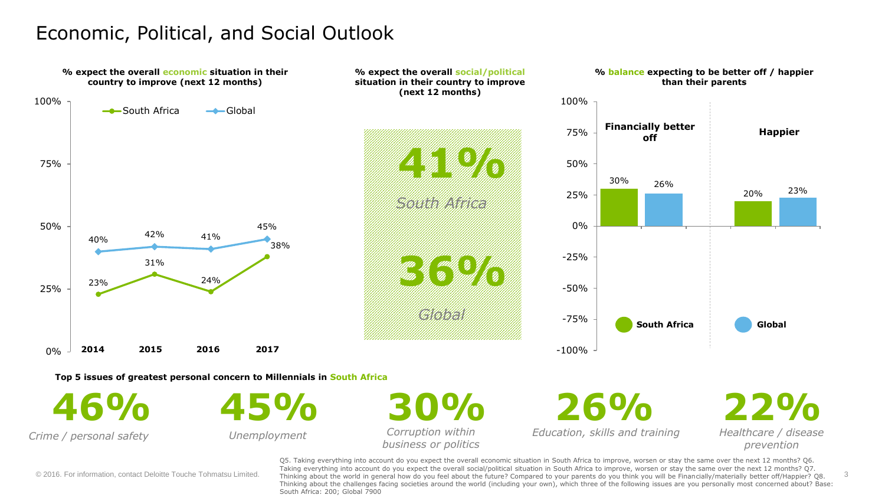# Economic, Political, and Social Outlook

**% expect the overall economic situation in their country to improve (next 12 months)**

| | 2014 | 2015 | 2016 | 2017 |
|---|---|---|---|---|
| South Africa | 23% | 31% | 24% | 38% |
| Global | 40% | 42% | 41% | 45% |

**% expect the overall social/political situation in their country to improve (next 12 months)**

**41%** *South Africa*

**36%** *Global*

**% balance expecting to be better off / happier than their parents**

| | South Africa | Global |
|---|---|---|
| Financially better off | 30% | 26% |
| Happier | 20% | 23% |

**Top 5 issues of greatest personal concern to Millennials in South Africa**

| 46% | 45% | 30% | 26% | 22% |
|---|---|---|---|---|
| *Crime / personal safety* | *Unemployment* | *Corruption within business or politics* | *Education, skills and training* | *Healthcare / disease prevention* |

Q5. Taking everything into account do you expect the overall economic situation in South Africa to improve, worsen or stay the same over the next 12 months? Q6. Taking everything into account do you expect the overall social/political situation in South Africa to improve, worsen or stay the same over the next 12 months? Q7. Thinking about the world in general how do you feel about the future? Compared to your parents do you think you will be Financially/materially better off/Happier? Q8. Thinking about the challenges facing societies around the world (including your own), which three of the following issues are you personally most concerned about? Base: South Africa: 200; Global 7900

© 2016. For information, contact Deloitte Touche Tohmatsu Limited.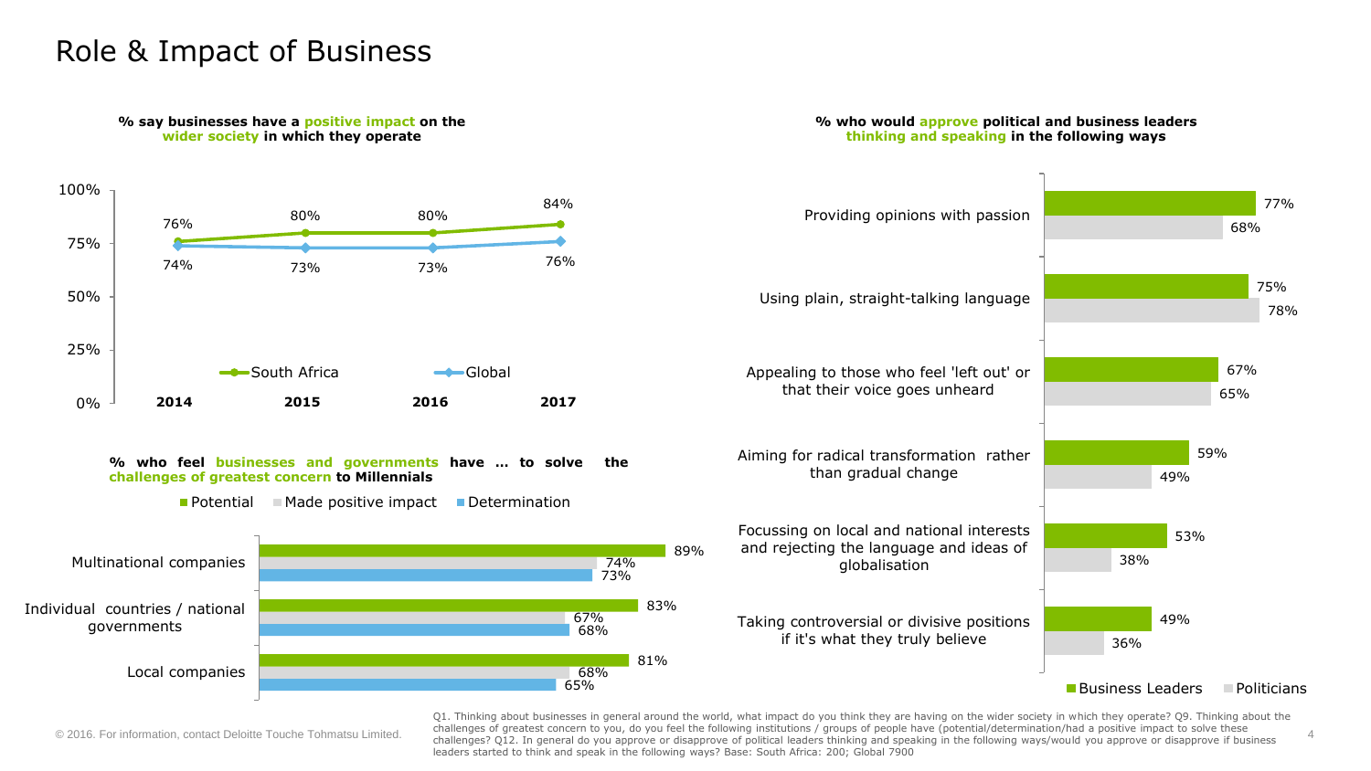# Role & Impact of Business

**% say businesses have a positive impact on the wider society in which they operate**

| | 2014 | 2015 | 2016 | 2017 |
|---|---|---|---|---|
| South Africa | 76% | 80% | 80% | 84% |
| Global | 74% | 73% | 73% | 76% |

**% who feel businesses and governments have … to solve the challenges of greatest concern to Millennials**

| | Potential | Made positive impact | Determination |
|---|---|---|---|
| Multinational companies | 89% | 74% | 73% |
| Individual countries / national governments | 83% | 67% | 68% |
| Local companies | 81% | 68% | 65% |

**% who would approve political and business leaders thinking and speaking in the following ways**

| | Business Leaders | Politicians |
|---|---|---|
| Providing opinions with passion | 77% | 68% |
| Using plain, straight-talking language | 75% | 78% |
| Appealing to those who feel 'left out' or that their voice goes unheard | 67% | 65% |
| Aiming for radical transformation rather than gradual change | 59% | 49% |
| Focussing on local and national interests and rejecting the language and ideas of globalisation | 53% | 38% |
| Taking controversial or divisive positions if it's what they truly believe | 49% | 36% |

Q1. Thinking about businesses in general around the world, what impact do you think they are having on the wider society in which they operate? Q9. Thinking about the challenges of greatest concern to you, do you feel the following institutions / groups of people have (potential/determination/had a positive impact to solve these challenges? Q12. In general do you approve or disapprove of political leaders thinking and speaking in the following ways/would you approve or disapprove if business leaders started to think and speak in the following ways? Base: South Africa: 200; Global 7900

© 2016. For information, contact Deloitte Touche Tohmatsu Limited.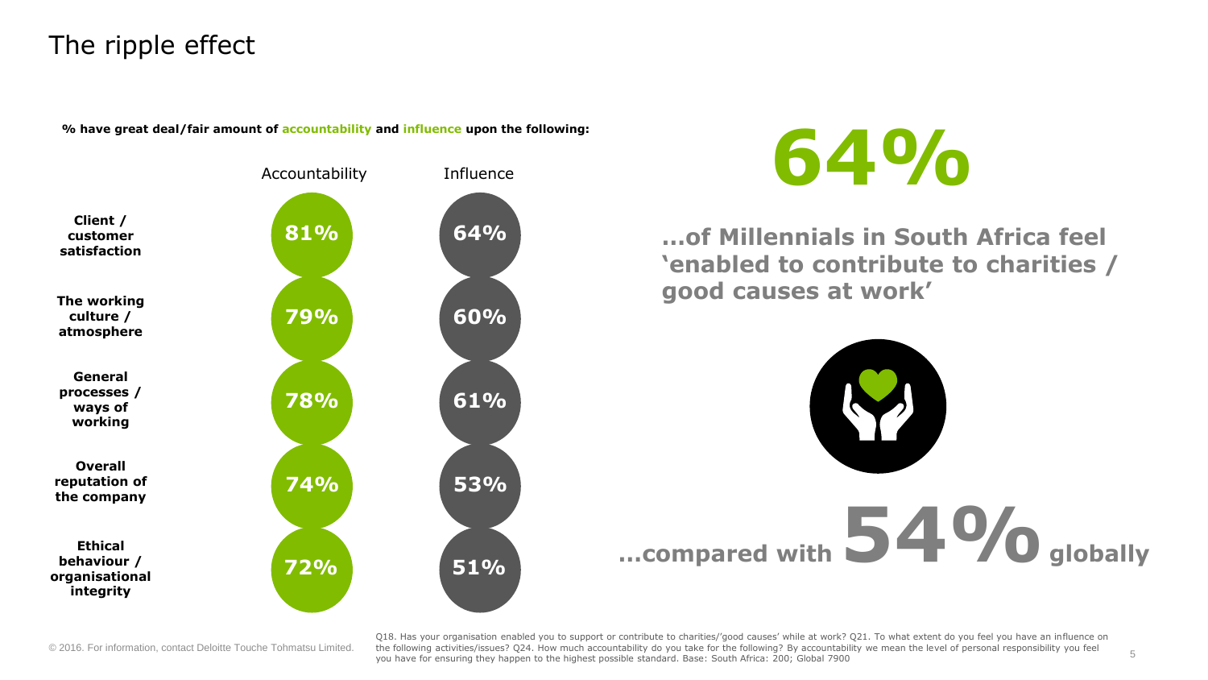# The ripple effect

**% have great deal/fair amount of accountability and influence upon the following:**

| | Accountability | Influence |
|---|---|---|
| **Client / customer satisfaction** | 81% | 64% |
| **The working culture / atmosphere** | 79% | 60% |
| **General processes / ways of working** | 78% | 61% |
| **Overall reputation of the company** | 74% | 53% |
| **Ethical behaviour / organisational integrity** | 72% | 51% |

# 64%

**…of Millennials in South Africa feel 'enabled to contribute to charities / good causes at work'**

**…compared with 54% globally**

Q18. Has your organisation enabled you to support or contribute to charities/'good causes' while at work? Q21. To what extent do you feel you have an influence on the following activities/issues? Q24. How much accountability do you take for the following? By accountability we mean the level of personal responsibility you feel you have for ensuring they happen to the highest possible standard. Base: South Africa: 200; Global 7900

© 2016. For information, contact Deloitte Touche Tohmatsu Limited.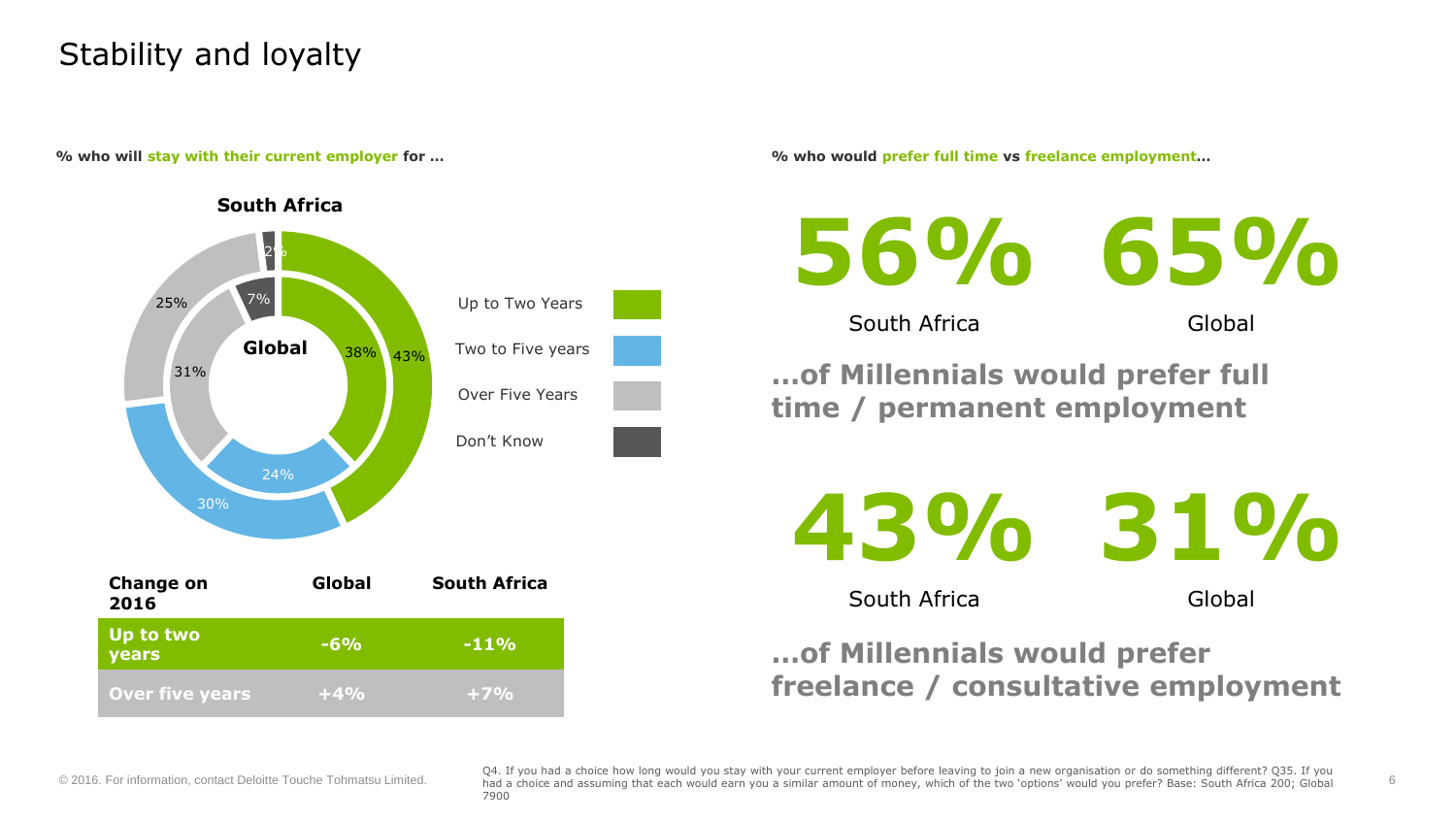# Stability and loyalty

**% who will stay with their current employer for …**

**South Africa**

**Global**

| | Global | South Africa |
|---|---|---|
| Up to Two Years | 38% | 43% |
| Two to Five years | 24% | 30% |
| Over Five Years | 31% | 25% |
| Don't Know | 7% | 2% |

| Change on 2016 | Global | South Africa |
|---|---|---|
| Up to two years | -6% | -11% |
| Over five years | +4% | +7% |

**% who would prefer full time vs freelance employment…**

**56%** South Africa

**65%** Global

**…of Millennials would prefer full time / permanent employment**

**43%** South Africa

**31%** Global

**…of Millennials would prefer freelance / consultative employment**

Q4. If you had a choice how long would you stay with your current employer before leaving to join a new organisation or do something different? Q35. If you had a choice and assuming that each would earn you a similar amount of money, which of the two 'options' would you prefer? Base: South Africa 200; Global 7900

© 2016. For information, contact Deloitte Touche Tohmatsu Limited.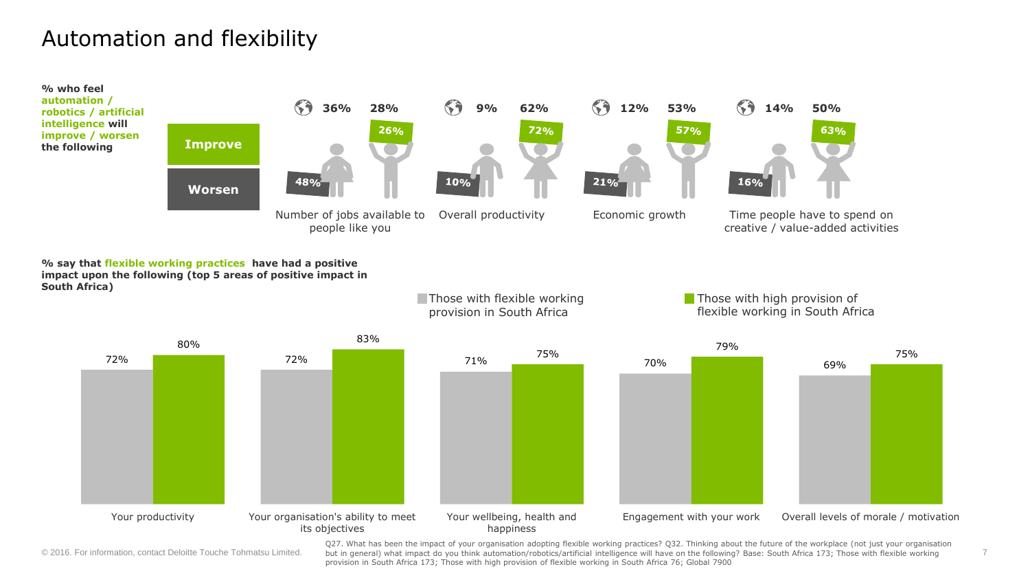# Automation and flexibility

**% who feel automation / robotics / artificial intelligence will improve / worsen the following**

| | Number of jobs available to people like you | Overall productivity | Economic growth | Time people have to spend on creative / value-added activities |
|---|---|---|---|---|
| Global – Improve | 36% | 9% | 12% | 14% |
| Global – Worsen | 28% | 62% | 53% | 50% |
| South Africa – Improve | 26% | 72% | 57% | 63% |
| South Africa – Worsen | 48% | 10% | 21% | 16% |

**% say that flexible working practices have had a positive impact upon the following (top 5 areas of positive impact in South Africa)**

| | Those with flexible working provision in South Africa | Those with high provision of flexible working in South Africa |
|---|---|---|
| Your productivity | 72% | 80% |
| Your organisation's ability to meet its objectives | 72% | 83% |
| Your wellbeing, health and happiness | 71% | 75% |
| Engagement with your work | 70% | 79% |
| Overall levels of morale / motivation | 69% | 75% |

© 2016. For information, contact Deloitte Touche Tohmatsu Limited.

Q27. What has been the impact of your organisation adopting flexible working practices? Q32. Thinking about the future of the workplace (not just your organisation but in general) what impact do you think automation/robotics/artificial intelligence will have on the following? Base: South Africa 173; Those with flexible working provision in South Africa 173; Those with high provision of flexible working in South Africa 76; Global 7900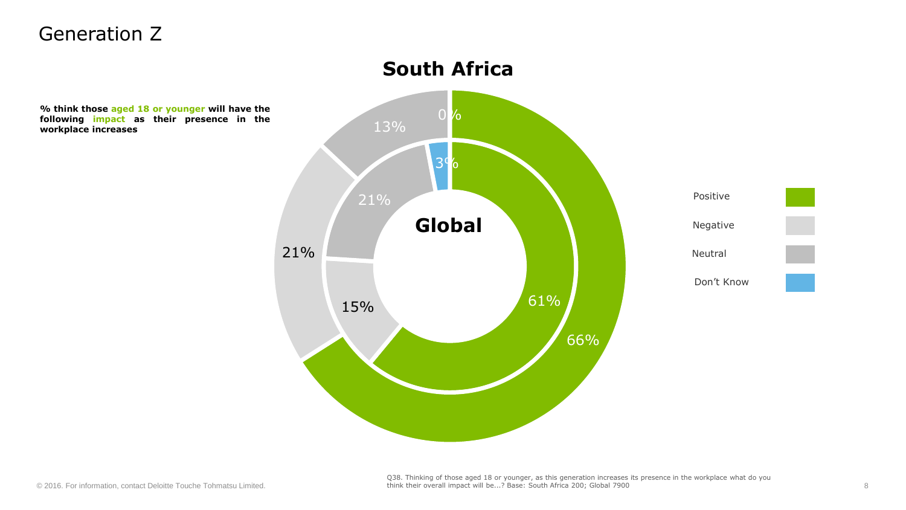# Generation Z

**% think those aged 18 or younger will have the following impact as their presence in the workplace increases**

## South Africa

| | South Africa | Global |
|---|---|---|
| Positive | 66% | 61% |
| Negative | 21% | 15% |
| Neutral | 13% | 21% |
| Don't Know | 0% | 3% |

Q38. Thinking of those aged 18 or younger, as this generation increases its presence in the workplace what do you think their overall impact will be...? Base: South Africa 200; Global 7900

© 2016. For information, contact Deloitte Touche Tohmatsu Limited.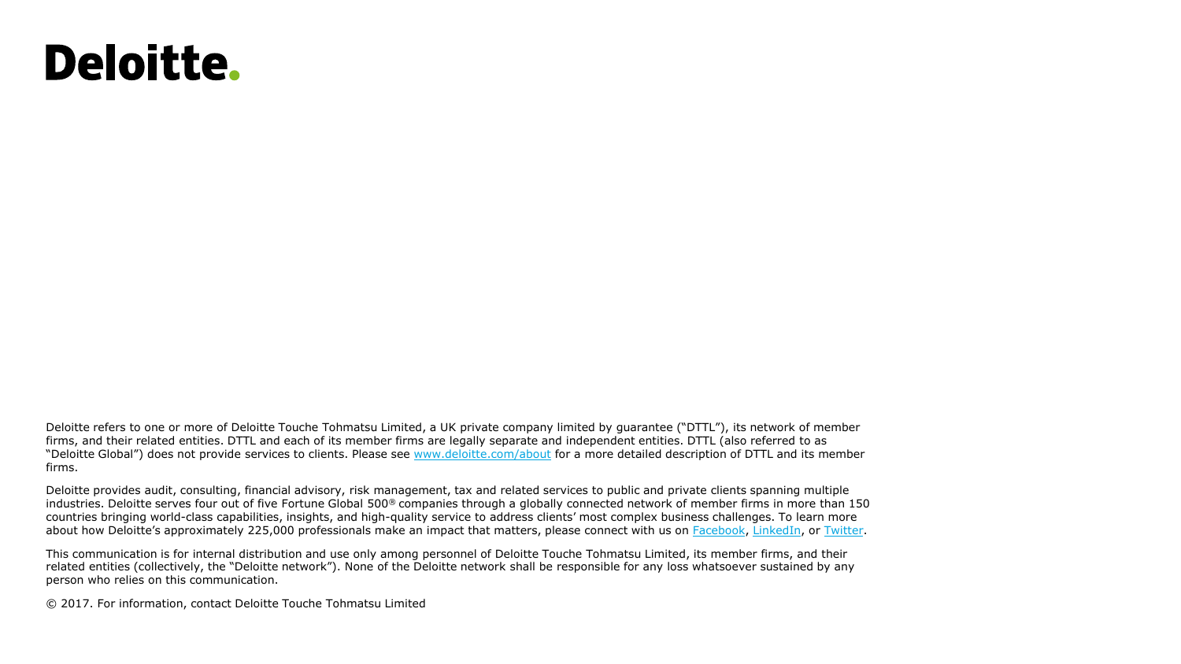# Deloitte.

Deloitte refers to one or more of Deloitte Touche Tohmatsu Limited, a UK private company limited by guarantee ("DTTL"), its network of member firms, and their related entities. DTTL and each of its member firms are legally separate and independent entities. DTTL (also referred to as "Deloitte Global") does not provide services to clients. Please see [www.deloitte.com/about](www.deloitte.com/about) for a more detailed description of DTTL and its member firms.

Deloitte provides audit, consulting, financial advisory, risk management, tax and related services to public and private clients spanning multiple industries. Deloitte serves four out of five Fortune Global 500® companies through a globally connected network of member firms in more than 150 countries bringing world-class capabilities, insights, and high-quality service to address clients' most complex business challenges. To learn more about how Deloitte's approximately 225,000 professionals make an impact that matters, please connect with us on Facebook, LinkedIn, or Twitter.

This communication is for internal distribution and use only among personnel of Deloitte Touche Tohmatsu Limited, its member firms, and their related entities (collectively, the "Deloitte network"). None of the Deloitte network shall be responsible for any loss whatsoever sustained by any person who relies on this communication.

© 2017. For information, contact Deloitte Touche Tohmatsu Limited